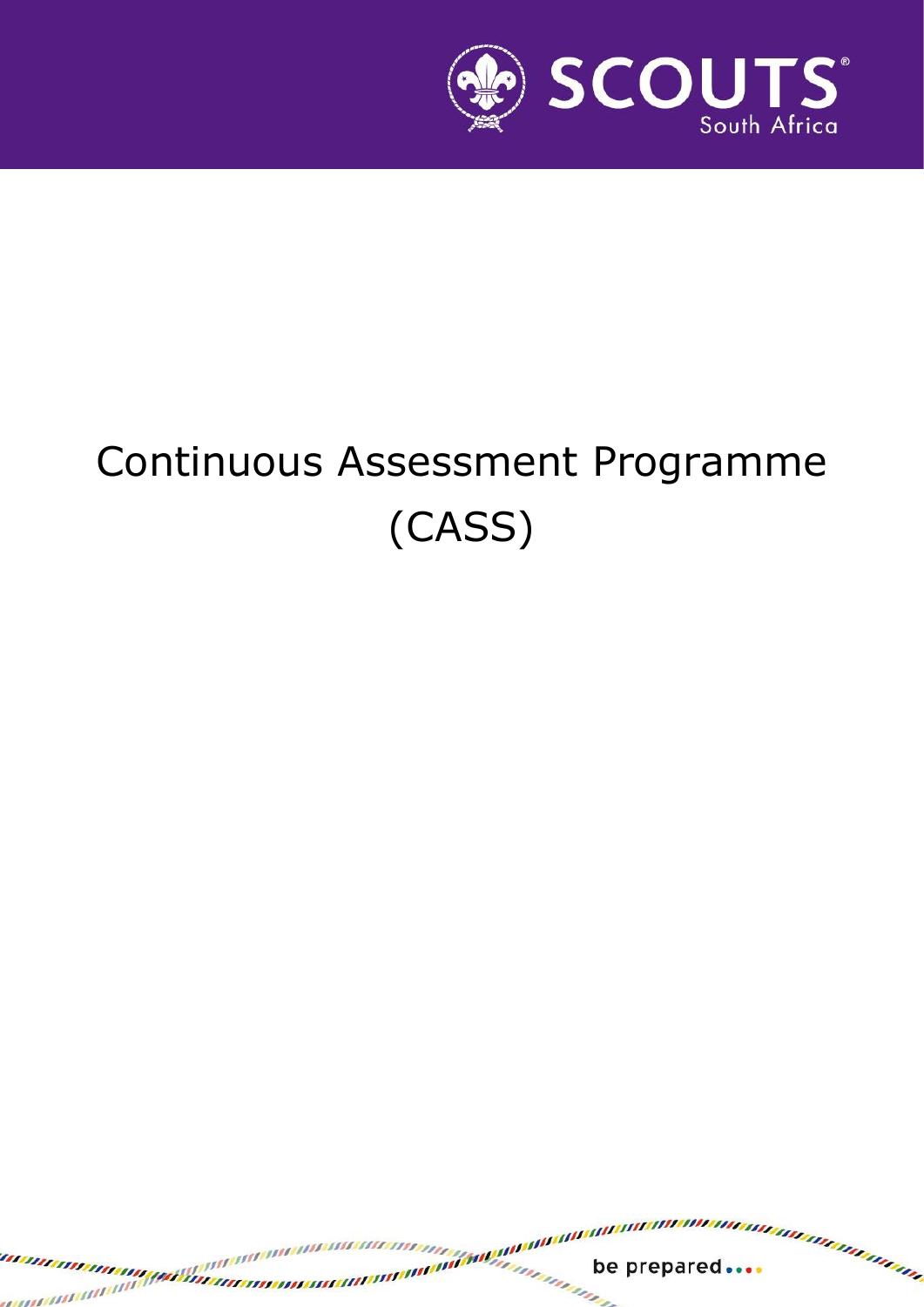# Continuous Assessment Programme (CASS)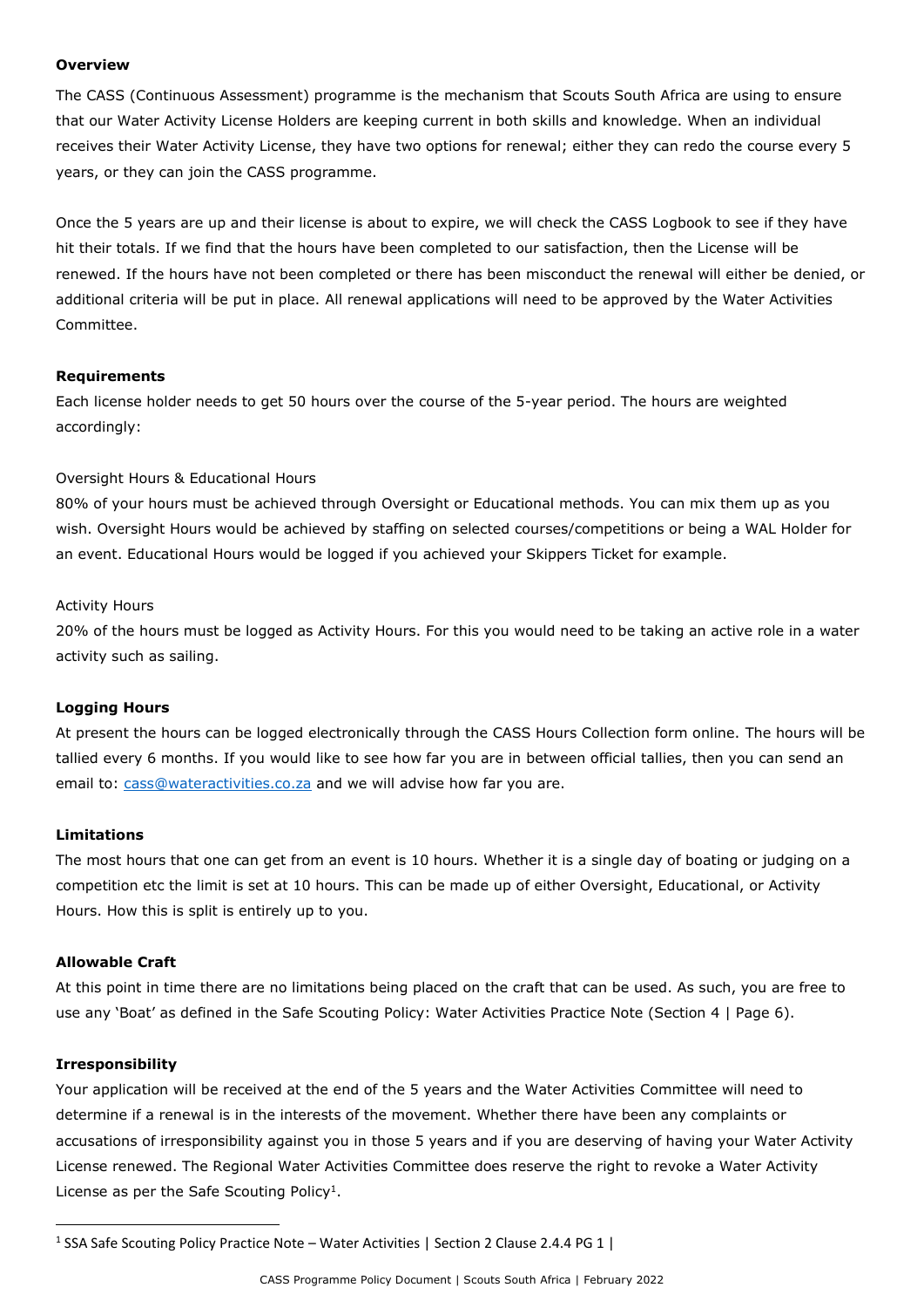**Overview**

The CASS (Continuous Assessment) programme is the mechanism that Scouts South Africa are using to ensure that our Water Activity License Holders are keeping current in both skills and knowledge. When an individual receives their Water Activity License, they have two options for renewal; either they can redo the course every 5 years, or they can join the CASS programme.

Once the 5 years are up and their license is about to expire, we will check the CASS Logbook to see if they have hit their totals. If we find that the hours have been completed to our satisfaction, then the License will be renewed. If the hours have not been completed or there has been misconduct the renewal will either be denied, or additional criteria will be put in place. All renewal applications will need to be approved by the Water Activities Committee.

**Requirements**

Each license holder needs to get 50 hours over the course of the 5-year period. The hours are weighted accordingly:

Oversight Hours & Educational Hours

80% of your hours must be achieved through Oversight or Educational methods. You can mix them up as you wish. Oversight Hours would be achieved by staffing on selected courses/competitions or being a WAL Holder for an event. Educational Hours would be logged if you achieved your Skippers Ticket for example.

Activity Hours

20% of the hours must be logged as Activity Hours. For this you would need to be taking an active role in a water activity such as sailing.

**Logging Hours**

At present the hours can be logged electronically through the CASS Hours Collection form online. The hours will be tallied every 6 months. If you would like to see how far you are in between official tallies, then you can send an email to: cass@wateractivities.co.za and we will advise how far you are.

**Limitations**

The most hours that one can get from an event is 10 hours. Whether it is a single day of boating or judging on a competition etc the limit is set at 10 hours. This can be made up of either Oversight, Educational, or Activity Hours. How this is split is entirely up to you.

**Allowable Craft**

At this point in time there are no limitations being placed on the craft that can be used. As such, you are free to use any 'Boat' as defined in the Safe Scouting Policy: Water Activities Practice Note (Section 4 | Page 6).

**Irresponsibility**

Your application will be received at the end of the 5 years and the Water Activities Committee will need to determine if a renewal is in the interests of the movement. Whether there have been any complaints or accusations of irresponsibility against you in those 5 years and if you are deserving of having your Water Activity License renewed. The Regional Water Activities Committee does reserve the right to revoke a Water Activity License as per the Safe Scouting Policy[1].

[1] SSA Safe Scouting Policy Practice Note – Water Activities | Section 2 Clause 2.4.4 PG 1 |